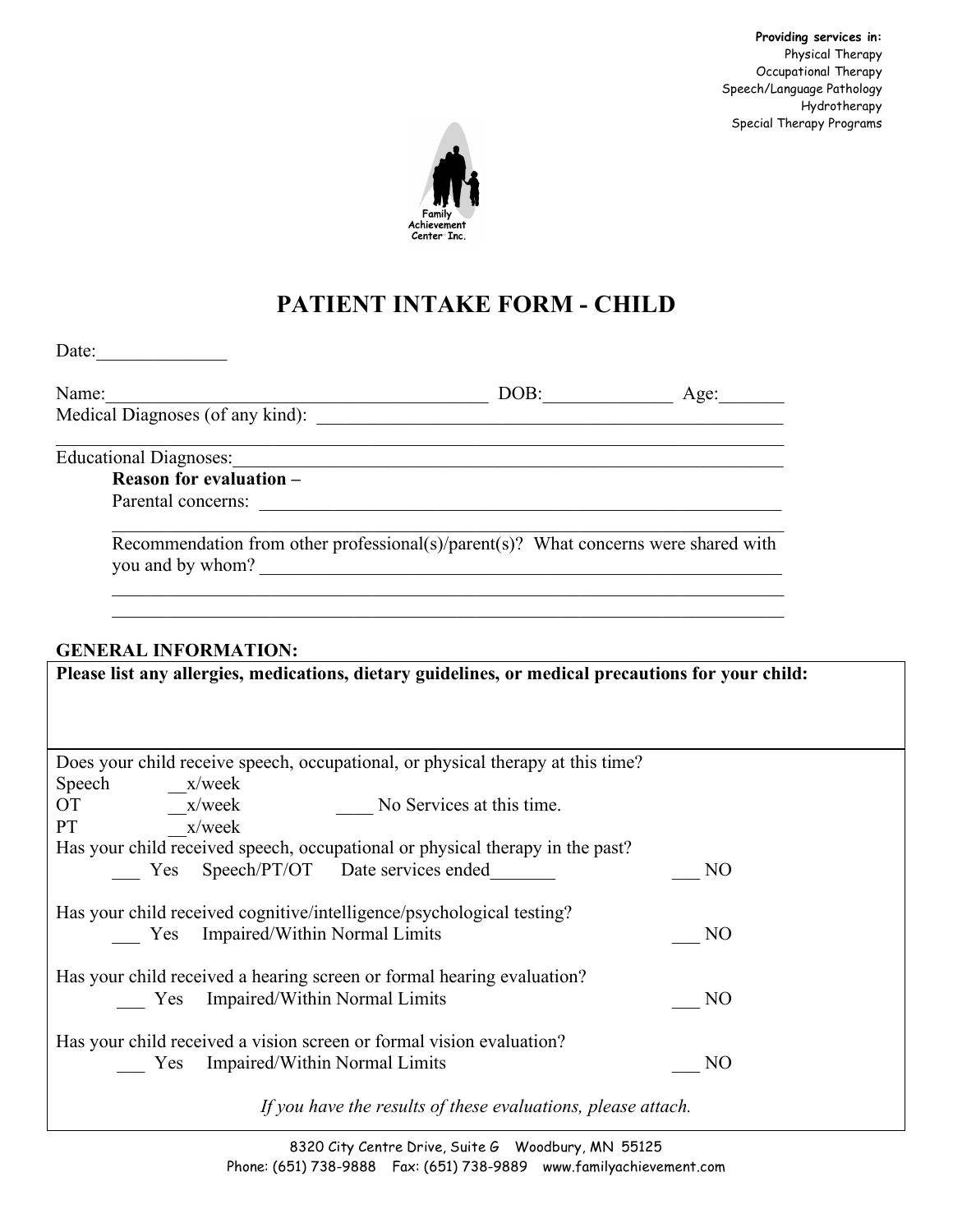**Providing services in:**
Physical Therapy
Occupational Therapy
Speech/Language Pathology
Hydrotherapy
Special Therapy Programs

Family Achievement Center Inc.

# PATIENT INTAKE FORM - CHILD

Date:______________

Name:_______________________________________________ DOB:______________ Age:_______

Medical Diagnoses (of any kind): ____________________________________________________

______________________________________________________________________________

Educational Diagnoses:__________________________________________________________

**Reason for evaluation –**

Parental concerns: ____________________________________________________________

______________________________________________________________________________

Recommendation from other professional(s)/parent(s)? What concerns were shared with you and by whom? ______________________________________________________

______________________________________________________________________________

______________________________________________________________________________

**GENERAL INFORMATION:**

**Please list any allergies, medications, dietary guidelines, or medical precautions for your child:**

Does your child receive speech, occupational, or physical therapy at this time?

Speech __x/week

OT __x/week ____ No Services at this time.

PT __x/week

Has your child received speech, occupational or physical therapy in the past?

___ Yes Speech/PT/OT Date services ended_______ ___ NO

Has your child received cognitive/intelligence/psychological testing?

___ Yes Impaired/Within Normal Limits ___ NO

Has your child received a hearing screen or formal hearing evaluation?

___ Yes Impaired/Within Normal Limits ___ NO

Has your child received a vision screen or formal vision evaluation?

___ Yes Impaired/Within Normal Limits ___ NO

*If you have the results of these evaluations, please attach.*

8320 City Centre Drive, Suite G Woodbury, MN 55125
Phone: (651) 738-9888 Fax: (651) 738-9889 www.familyachievement.com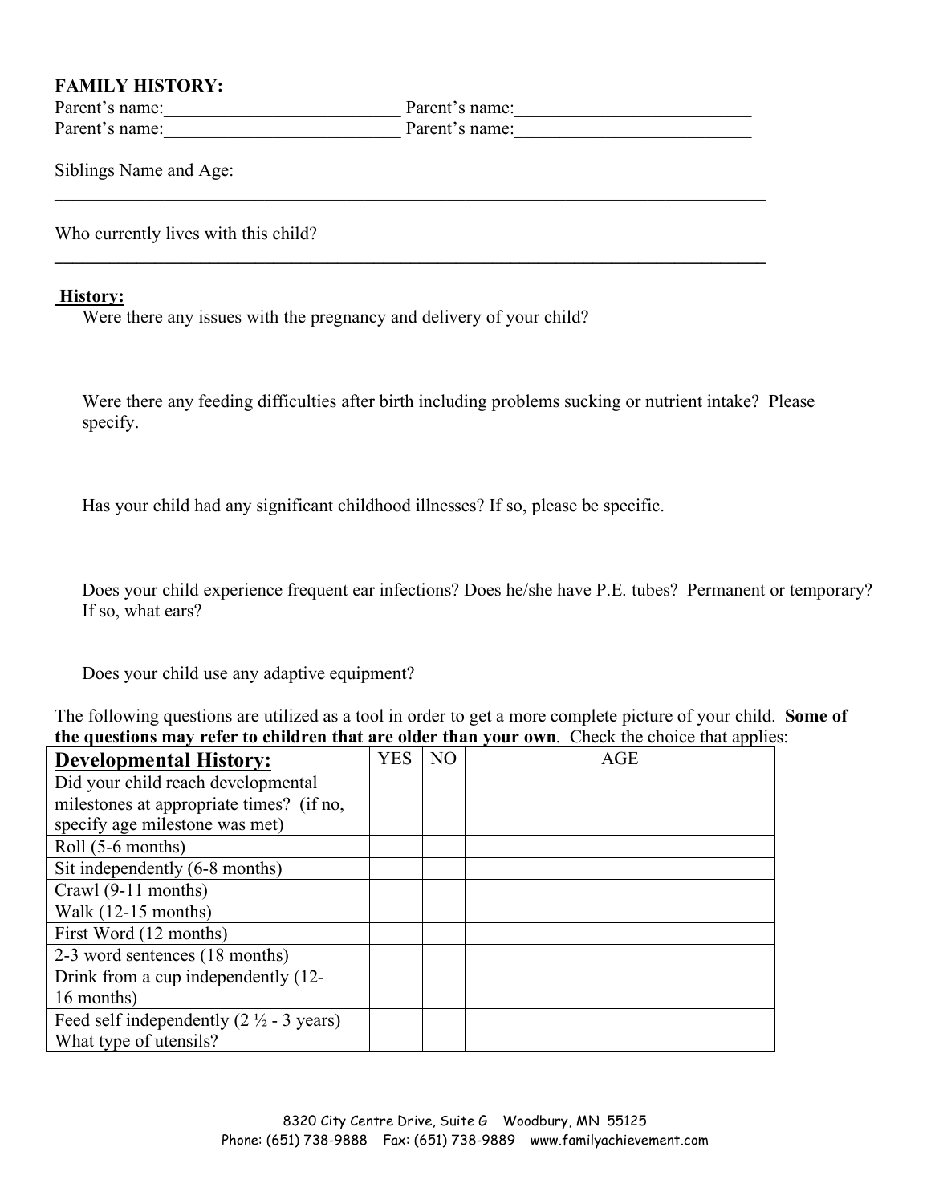**FAMILY HISTORY:**

Parent's name:__________________________ Parent's name:__________________________

Parent's name:__________________________ Parent's name:__________________________

Siblings Name and Age:

_____________________________________________________________________________________

Who currently lives with this child?

_____________________________________________________________________________________

**History:**

Were there any issues with the pregnancy and delivery of your child?

Were there any feeding difficulties after birth including problems sucking or nutrient intake? Please specify.

Has your child had any significant childhood illnesses? If so, please be specific.

Does your child experience frequent ear infections? Does he/she have P.E. tubes? Permanent or temporary? If so, what ears?

Does your child use any adaptive equipment?

The following questions are utilized as a tool in order to get a more complete picture of your child. **Some of the questions may refer to children that are older than your own**. Check the choice that applies:

| **Developmental History:** Did your child reach developmental milestones at appropriate times? (if no, specify age milestone was met) | YES | NO | AGE |
|---|---|---|---|
| Roll (5-6 months) | | | |
| Sit independently (6-8 months) | | | |
| Crawl (9-11 months) | | | |
| Walk (12-15 months) | | | |
| First Word (12 months) | | | |
| 2-3 word sentences (18 months) | | | |
| Drink from a cup independently (12-16 months) | | | |
| Feed self independently (2 ½ - 3 years) What type of utensils? | | | |

8320 City Centre Drive, Suite G Woodbury, MN 55125
Phone: (651) 738-9888 Fax: (651) 738-9889 www.familyachievement.com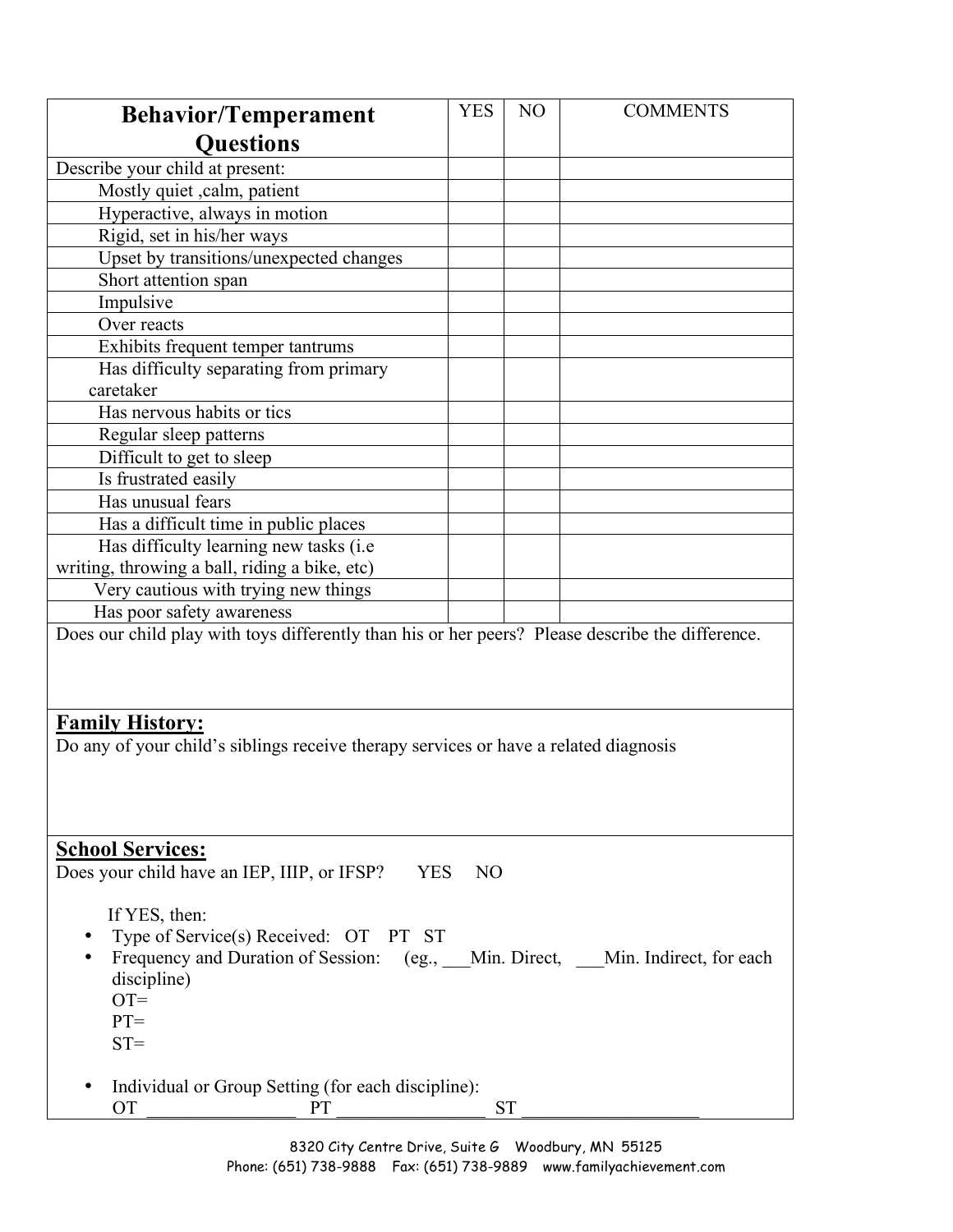| **Behavior/Temperament Questions** | YES | NO | COMMENTS |
|---|---|---|---|
| Describe your child at present: | | | |
| Mostly quiet ,calm, patient | | | |
| Hyperactive, always in motion | | | |
| Rigid, set in his/her ways | | | |
| Upset by transitions/unexpected changes | | | |
| Short attention span | | | |
| Impulsive | | | |
| Over reacts | | | |
| Exhibits frequent temper tantrums | | | |
| Has difficulty separating from primary caretaker | | | |
| Has nervous habits or tics | | | |
| Regular sleep patterns | | | |
| Difficult to get to sleep | | | |
| Is frustrated easily | | | |
| Has unusual fears | | | |
| Has a difficult time in public places | | | |
| Has difficulty learning new tasks (i.e writing, throwing a ball, riding a bike, etc) | | | |
| Very cautious with trying new things | | | |
| Has poor safety awareness | | | |

Does our child play with toys differently than his or her peers? Please describe the difference.

**Family History:**

Do any of your child's siblings receive therapy services or have a related diagnosis

**School Services:**

Does your child have an IEP, IIIP, or IFSP? YES NO

If YES, then:

- Type of Service(s) Received: OT PT ST
- Frequency and Duration of Session: (eg., ___Min. Direct, ___Min. Indirect, for each discipline)
  OT=
  PT=
  ST=
- Individual or Group Setting (for each discipline):
  OT ________________ PT ________________ ST ___________________

8320 City Centre Drive, Suite G Woodbury, MN 55125
Phone: (651) 738-9888 Fax: (651) 738-9889 www.familyachievement.com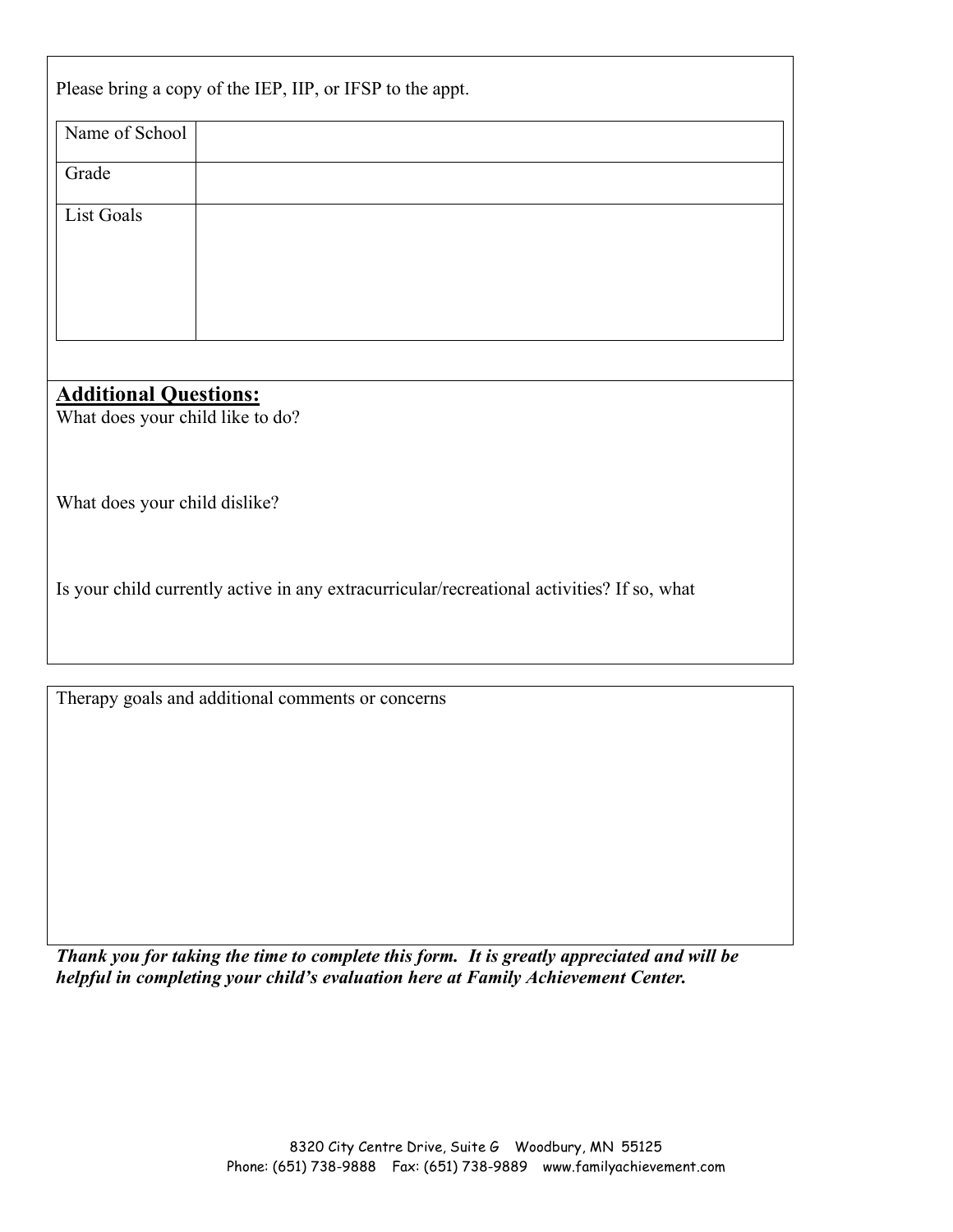Please bring a copy of the IEP, IIP, or IFSP to the appt.

| Name of School | |
|---|---|
| Grade | |
| List Goals | |

## Additional Questions:

What does your child like to do?

What does your child dislike?

Is your child currently active in any extracurricular/recreational activities? If so, what

Therapy goals and additional comments or concerns

***Thank you for taking the time to complete this form. It is greatly appreciated and will be helpful in completing your child's evaluation here at Family Achievement Center.***

8320 City Centre Drive, Suite G    Woodbury, MN 55125
Phone: (651) 738-9888    Fax: (651) 738-9889    www.familyachievement.com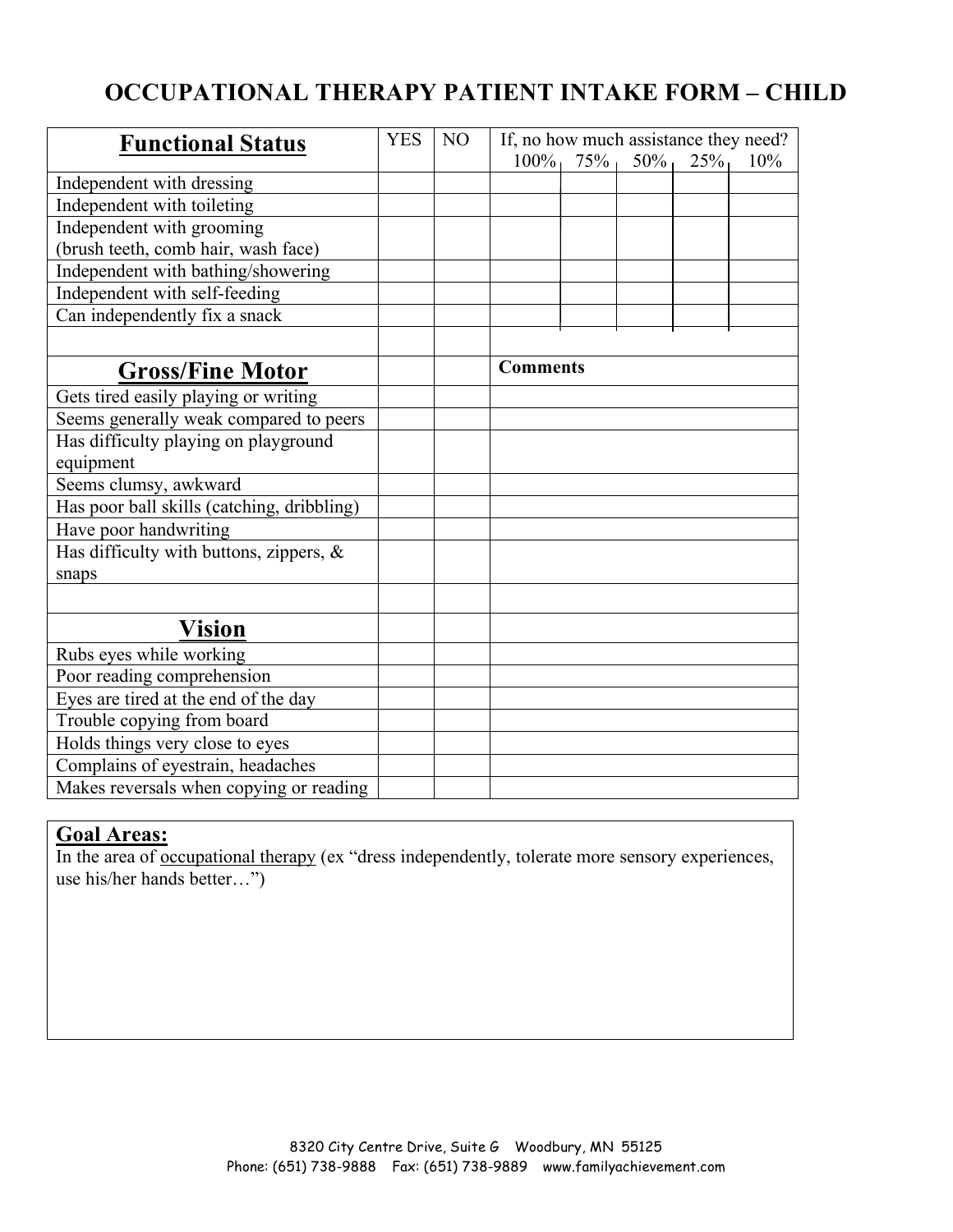# OCCUPATIONAL THERAPY PATIENT INTAKE FORM – CHILD

| **Functional Status** | YES | NO | If, no how much assistance they need? 100% | 75% | 50% | 25% | 10% |
|---|---|---|---|---|---|---|---|
| Independent with dressing | | | | | | | |
| Independent with toileting | | | | | | | |
| Independent with grooming (brush teeth, comb hair, wash face) | | | | | | | |
| Independent with bathing/showering | | | | | | | |
| Independent with self-feeding | | | | | | | |
| Can independently fix a snack | | | | | | | |
| | | | | | | | |

| **Gross/Fine Motor** | | | **Comments** |
|---|---|---|---|
| Gets tired easily playing or writing | | | |
| Seems generally weak compared to peers | | | |
| Has difficulty playing on playground equipment | | | |
| Seems clumsy, awkward | | | |
| Has poor ball skills (catching, dribbling) | | | |
| Have poor handwriting | | | |
| Has difficulty with buttons, zippers, & snaps | | | |
| | | | |
| **Vision** | | | |
| Rubs eyes while working | | | |
| Poor reading comprehension | | | |
| Eyes are tired at the end of the day | | | |
| Trouble copying from board | | | |
| Holds things very close to eyes | | | |
| Complains of eyestrain, headaches | | | |
| Makes reversals when copying or reading | | | |

**Goal Areas:**

In the area of occupational therapy (ex "dress independently, tolerate more sensory experiences, use his/her hands better…")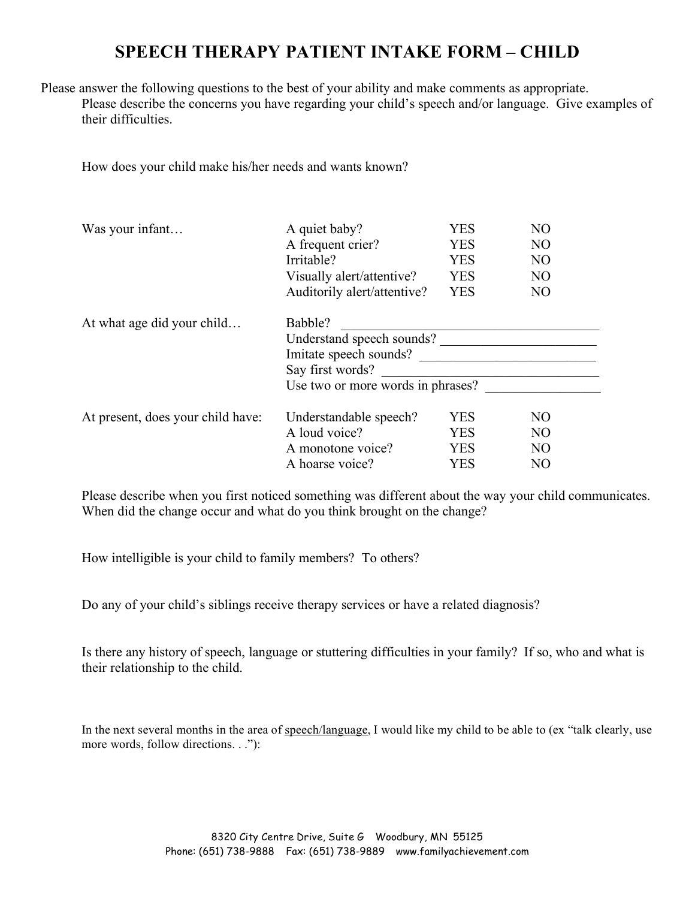# SPEECH THERAPY PATIENT INTAKE FORM – CHILD

Please answer the following questions to the best of your ability and make comments as appropriate.

Please describe the concerns you have regarding your child's speech and/or language. Give examples of their difficulties.

How does your child make his/her needs and wants known?

| | | | |
|---|---|---|---|
| Was your infant… | A quiet baby? | YES | NO |
| | A frequent crier? | YES | NO |
| | Irritable? | YES | NO |
| | Visually alert/attentive? | YES | NO |
| | Auditorily alert/attentive? | YES | NO |

At what age did your child…

- Babble? ______________________________________
- Understand speech sounds? _______________________
- Imitate speech sounds? __________________________
- Say first words? ______________________________
- Use two or more words in phrases? ________________

| | | | |
|---|---|---|---|
| At present, does your child have: | Understandable speech? | YES | NO |
| | A loud voice? | YES | NO |
| | A monotone voice? | YES | NO |
| | A hoarse voice? | YES | NO |

Please describe when you first noticed something was different about the way your child communicates. When did the change occur and what do you think brought on the change?

How intelligible is your child to family members? To others?

Do any of your child's siblings receive therapy services or have a related diagnosis?

Is there any history of speech, language or stuttering difficulties in your family? If so, who and what is their relationship to the child.

In the next several months in the area of speech/language, I would like my child to be able to (ex "talk clearly, use more words, follow directions. . ."):

8320 City Centre Drive, Suite G Woodbury, MN 55125
Phone: (651) 738-9888 Fax: (651) 738-9889 www.familyachievement.com